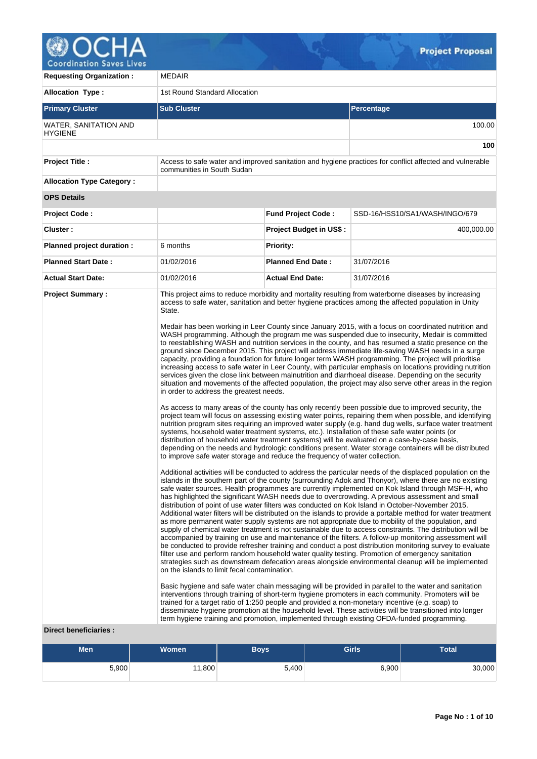# Project Proposal

| | | | |
|---|---|---|---|
| **Requesting Organization :** | MEDAIR | | |
| **Allocation Type :** | 1st Round Standard Allocation | | |

| **Primary Cluster** | **Sub Cluster** | **Percentage** |
|---|---|---|
| WATER, SANITATION AND HYGIENE | | 100.00 |
| | | **100** |

| | |
|---|---|
| **Project Title :** | Access to safe water and improved sanitation and hygiene practices for conflict affected and vulnerable communities in South Sudan |
| **Allocation Type Category :** | |

**OPS Details**

| | | | |
|---|---|---|---|
| **Project Code :** | | **Fund Project Code :** | SSD-16/HSS10/SA1/WASH/INGO/679 |
| **Cluster :** | | **Project Budget in US$ :** | 400,000.00 |
| **Planned project duration :** | 6 months | **Priority:** | |
| **Planned Start Date :** | 01/02/2016 | **Planned End Date :** | 31/07/2016 |
| **Actual Start Date:** | 01/02/2016 | **Actual End Date:** | 31/07/2016 |

**Project Summary :**

This project aims to reduce morbidity and mortality resulting from waterborne diseases by increasing access to safe water, sanitation and better hygiene practices among the affected population in Unity State.

Medair has been working in Leer County since January 2015, with a focus on coordinated nutrition and WASH programming. Although the program me was suspended due to insecurity, Medair is committed to reestablishing WASH and nutrition services in the county, and has resumed a static presence on the ground since December 2015. This project will address immediate life-saving WASH needs in a surge capacity, providing a foundation for future longer term WASH programming. The project will prioritise increasing access to safe water in Leer County, with particular emphasis on locations providing nutrition services given the close link between malnutrition and diarrhoeal disease. Depending on the security situation and movements of the affected population, the project may also serve other areas in the region in order to address the greatest needs.

As access to many areas of the county has only recently been possible due to improved security, the project team will focus on assessing existing water points, repairing them when possible, and identifying nutrition program sites requiring an improved water supply (e.g. hand dug wells, surface water treatment systems, household water treatment systems, etc.). Installation of these safe water points (or distribution of household water treatment systems) will be evaluated on a case-by-case basis, depending on the needs and hydrologic conditions present. Water storage containers will be distributed to improve safe water storage and reduce the frequency of water collection.

Additional activities will be conducted to address the particular needs of the displaced population on the islands in the southern part of the county (surrounding Adok and Thonyor), where there are no existing safe water sources. Health programmes are currently implemented on Kok Island through MSF-H, who has highlighted the significant WASH needs due to overcrowding. A previous assessment and small distribution of point of use water filters was conducted on Kok Island in October-November 2015. Additional water filters will be distributed on the islands to provide a portable method for water treatment as more permanent water supply systems are not appropriate due to mobility of the population, and supply of chemical water treatment is not sustainable due to access constraints. The distribution will be accompanied by training on use and maintenance of the filters. A follow-up monitoring assessment will be conducted to provide refresher training and conduct a post distribution monitoring survey to evaluate filter use and perform random household water quality testing. Promotion of emergency sanitation strategies such as downstream defecation areas alongside environmental cleanup will be implemented on the islands to limit fecal contamination.

Basic hygiene and safe water chain messaging will be provided in parallel to the water and sanitation interventions through training of short-term hygiene promoters in each community. Promoters will be trained for a target ratio of 1:250 people and provided a non-monetary incentive (e.g. soap) to disseminate hygiene promotion at the household level. These activities will be transitioned into longer term hygiene training and promotion, implemented through existing OFDA-funded programming.

**Direct beneficiaries :**

| Men | Women | Boys | Girls | Total |
|---|---|---|---|---|
| 5,900 | 11,800 | 5,400 | 6,900 | 30,000 |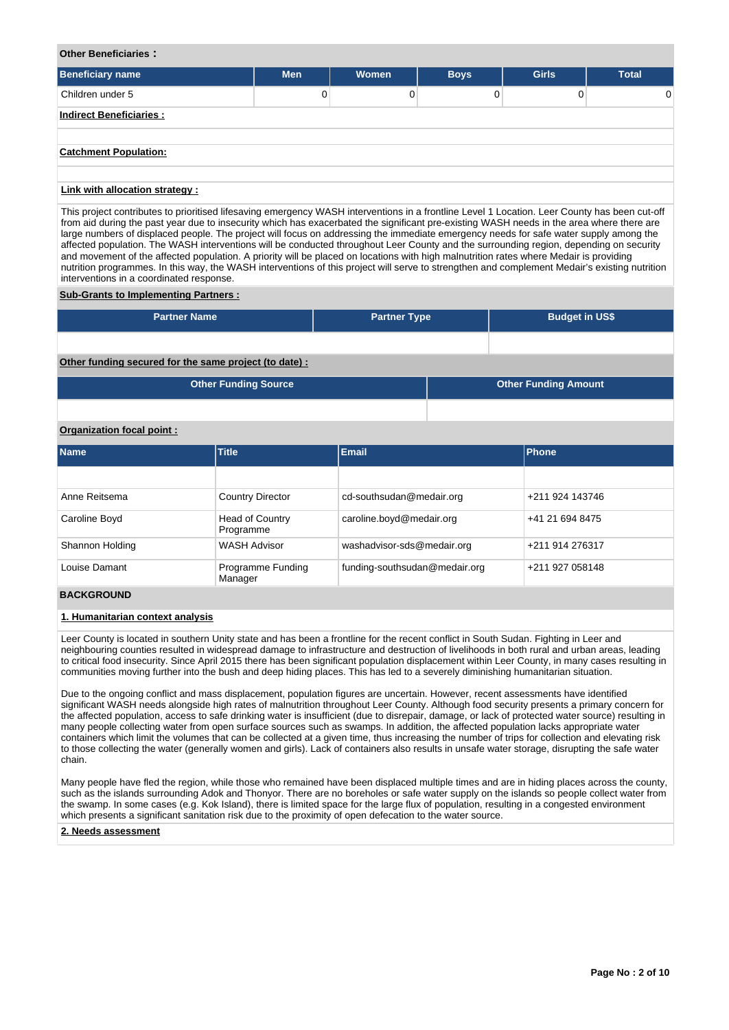**Other Beneficiaries :**

| Beneficiary name | Men | Women | Boys | Girls | Total |
|---|---|---|---|---|---|
| Children under 5 | 0 | 0 | 0 | 0 | 0 |

**Indirect Beneficiaries :**

**Catchment Population:**

**Link with allocation strategy :**

This project contributes to prioritised lifesaving emergency WASH interventions in a frontline Level 1 Location. Leer County has been cut-off from aid during the past year due to insecurity which has exacerbated the significant pre-existing WASH needs in the area where there are large numbers of displaced people. The project will focus on addressing the immediate emergency needs for safe water supply among the affected population. The WASH interventions will be conducted throughout Leer County and the surrounding region, depending on security and movement of the affected population. A priority will be placed on locations with high malnutrition rates where Medair is providing nutrition programmes. In this way, the WASH interventions of this project will serve to strengthen and complement Medair's existing nutrition interventions in a coordinated response.

**Sub-Grants to Implementing Partners :**

| Partner Name | Partner Type | Budget in US$ |
|---|---|---|
| | | |

**Other funding secured for the same project (to date) :**

| Other Funding Source | Other Funding Amount |
|---|---|
| | |

**Organization focal point :**

| Name | Title | Email | Phone |
|---|---|---|---|
| | | | |
| Anne Reitsema | Country Director | cd-southsudan@medair.org | +211 924 143746 |
| Caroline Boyd | Head of Country Programme | caroline.boyd@medair.org | +41 21 694 8475 |
| Shannon Holding | WASH Advisor | washadvisor-sds@medair.org | +211 914 276317 |
| Louise Damant | Programme Funding Manager | funding-southsudan@medair.org | +211 927 058148 |

## BACKGROUND

### 1. Humanitarian context analysis

Leer County is located in southern Unity state and has been a frontline for the recent conflict in South Sudan. Fighting in Leer and neighbouring counties resulted in widespread damage to infrastructure and destruction of livelihoods in both rural and urban areas, leading to critical food insecurity. Since April 2015 there has been significant population displacement within Leer County, in many cases resulting in communities moving further into the bush and deep hiding places. This has led to a severely diminishing humanitarian situation.

Due to the ongoing conflict and mass displacement, population figures are uncertain. However, recent assessments have identified significant WASH needs alongside high rates of malnutrition throughout Leer County. Although food security presents a primary concern for the affected population, access to safe drinking water is insufficient (due to disrepair, damage, or lack of protected water source) resulting in many people collecting water from open surface sources such as swamps. In addition, the affected population lacks appropriate water containers which limit the volumes that can be collected at a given time, thus increasing the number of trips for collection and elevating risk to those collecting the water (generally women and girls). Lack of containers also results in unsafe water storage, disrupting the safe water chain.

Many people have fled the region, while those who remained have been displaced multiple times and are in hiding places across the county, such as the islands surrounding Adok and Thonyor. There are no boreholes or safe water supply on the islands so people collect water from the swamp. In some cases (e.g. Kok Island), there is limited space for the large flux of population, resulting in a congested environment which presents a significant sanitation risk due to the proximity of open defecation to the water source.

### 2. Needs assessment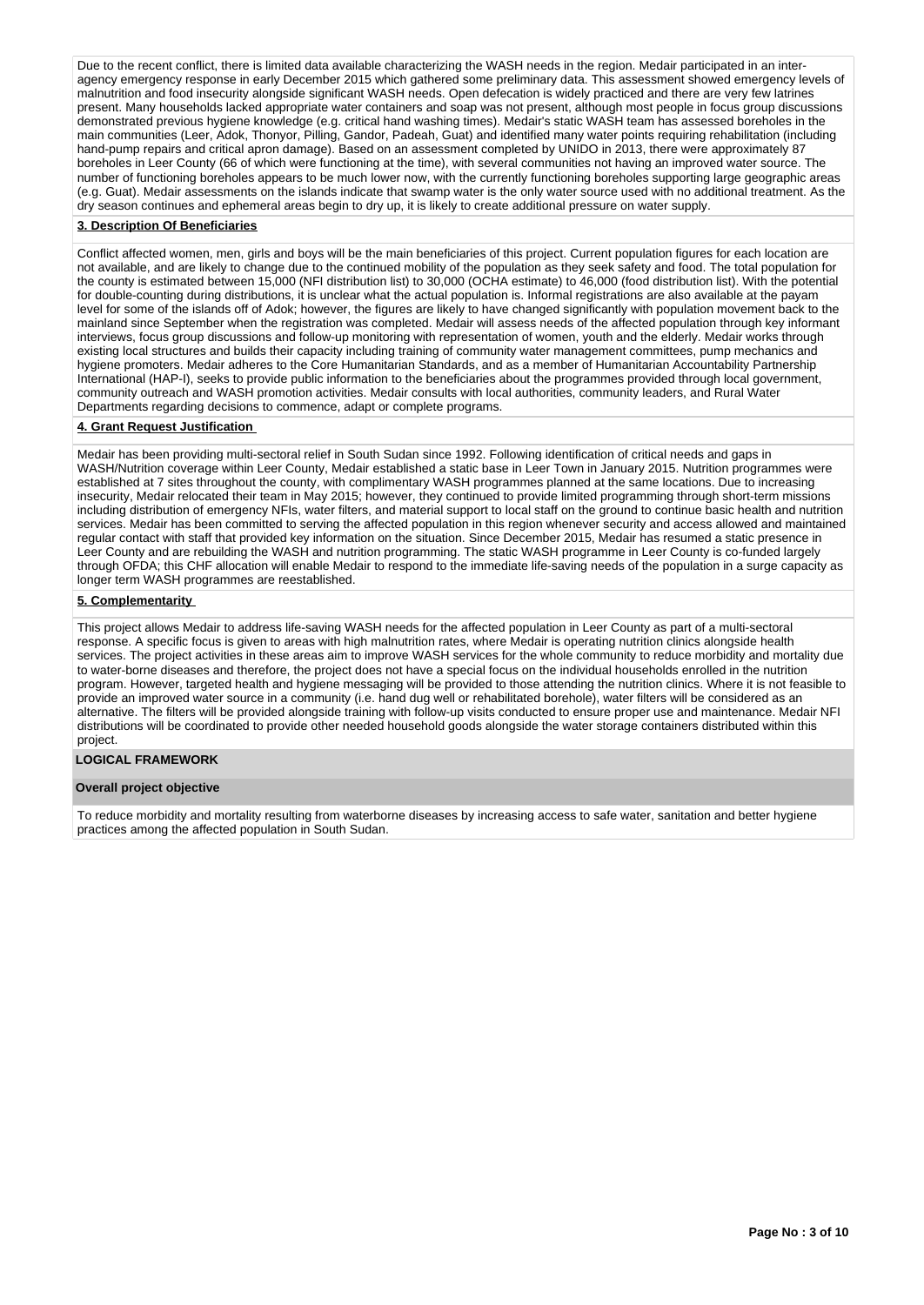Due to the recent conflict, there is limited data available characterizing the WASH needs in the region. Medair participated in an inter-agency emergency response in early December 2015 which gathered some preliminary data. This assessment showed emergency levels of malnutrition and food insecurity alongside significant WASH needs. Open defecation is widely practiced and there are very few latrines present. Many households lacked appropriate water containers and soap was not present, although most people in focus group discussions demonstrated previous hygiene knowledge (e.g. critical hand washing times). Medair's static WASH team has assessed boreholes in the main communities (Leer, Adok, Thonyor, Pilling, Gandor, Padeah, Guat) and identified many water points requiring rehabilitation (including hand-pump repairs and critical apron damage). Based on an assessment completed by UNIDO in 2013, there were approximately 87 boreholes in Leer County (66 of which were functioning at the time), with several communities not having an improved water source. The number of functioning boreholes appears to be much lower now, with the currently functioning boreholes supporting large geographic areas (e.g. Guat). Medair assessments on the islands indicate that swamp water is the only water source used with no additional treatment. As the dry season continues and ephemeral areas begin to dry up, it is likely to create additional pressure on water supply.

**3. Description Of Beneficiaries**

Conflict affected women, men, girls and boys will be the main beneficiaries of this project. Current population figures for each location are not available, and are likely to change due to the continued mobility of the population as they seek safety and food. The total population for the county is estimated between 15,000 (NFI distribution list) to 30,000 (OCHA estimate) to 46,000 (food distribution list). With the potential for double-counting during distributions, it is unclear what the actual population is. Informal registrations are also available at the payam level for some of the islands off of Adok; however, the figures are likely to have changed significantly with population movement back to the mainland since September when the registration was completed. Medair will assess needs of the affected population through key informant interviews, focus group discussions and follow-up monitoring with representation of women, youth and the elderly. Medair works through existing local structures and builds their capacity including training of community water management committees, pump mechanics and hygiene promoters. Medair adheres to the Core Humanitarian Standards, and as a member of Humanitarian Accountability Partnership International (HAP-I), seeks to provide public information to the beneficiaries about the programmes provided through local government, community outreach and WASH promotion activities. Medair consults with local authorities, community leaders, and Rural Water Departments regarding decisions to commence, adapt or complete programs.

**4. Grant Request Justification**

Medair has been providing multi-sectoral relief in South Sudan since 1992. Following identification of critical needs and gaps in WASH/Nutrition coverage within Leer County, Medair established a static base in Leer Town in January 2015. Nutrition programmes were established at 7 sites throughout the county, with complimentary WASH programmes planned at the same locations. Due to increasing insecurity, Medair relocated their team in May 2015; however, they continued to provide limited programming through short-term missions including distribution of emergency NFIs, water filters, and material support to local staff on the ground to continue basic health and nutrition services. Medair has been committed to serving the affected population in this region whenever security and access allowed and maintained regular contact with staff that provided key information on the situation. Since December 2015, Medair has resumed a static presence in Leer County and are rebuilding the WASH and nutrition programming. The static WASH programme in Leer County is co-funded largely through OFDA; this CHF allocation will enable Medair to respond to the immediate life-saving needs of the population in a surge capacity as longer term WASH programmes are reestablished.

**5. Complementarity**

This project allows Medair to address life-saving WASH needs for the affected population in Leer County as part of a multi-sectoral response. A specific focus is given to areas with high malnutrition rates, where Medair is operating nutrition clinics alongside health services. The project activities in these areas aim to improve WASH services for the whole community to reduce morbidity and mortality due to water-borne diseases and therefore, the project does not have a special focus on the individual households enrolled in the nutrition program. However, targeted health and hygiene messaging will be provided to those attending the nutrition clinics. Where it is not feasible to provide an improved water source in a community (i.e. hand dug well or rehabilitated borehole), water filters will be considered as an alternative. The filters will be provided alongside training with follow-up visits conducted to ensure proper use and maintenance. Medair NFI distributions will be coordinated to provide other needed household goods alongside the water storage containers distributed within this project.

**LOGICAL FRAMEWORK**

**Overall project objective**

To reduce morbidity and mortality resulting from waterborne diseases by increasing access to safe water, sanitation and better hygiene practices among the affected population in South Sudan.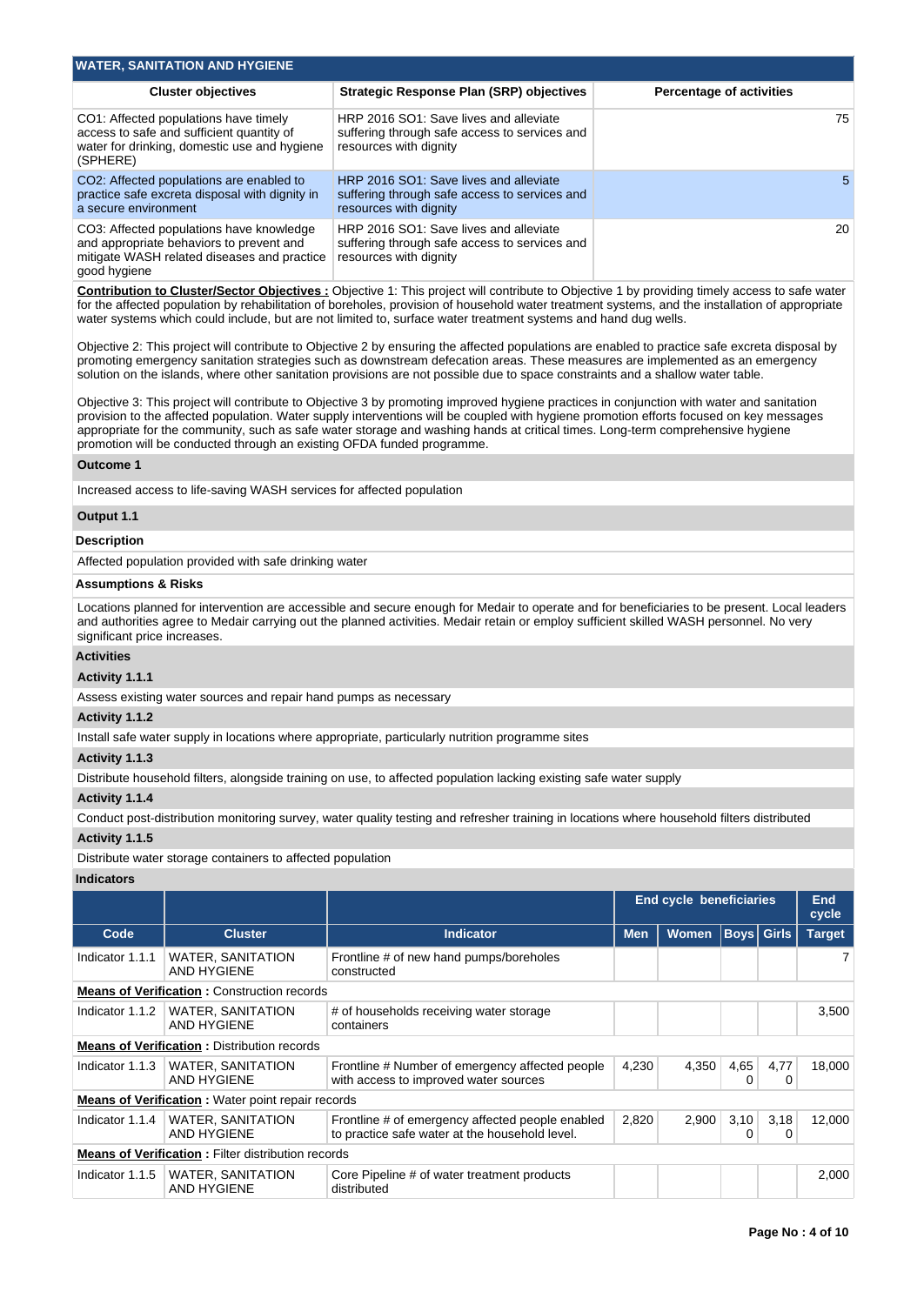## WATER, SANITATION AND HYGIENE

| Cluster objectives | Strategic Response Plan (SRP) objectives | Percentage of activities |
|---|---|---|
| CO1: Affected populations have timely access to safe and sufficient quantity of water for drinking, domestic use and hygiene (SPHERE) | HRP 2016 SO1: Save lives and alleviate suffering through safe access to services and resources with dignity | 75 |
| CO2: Affected populations are enabled to practice safe excreta disposal with dignity in a secure environment | HRP 2016 SO1: Save lives and alleviate suffering through safe access to services and resources with dignity | 5 |
| CO3: Affected populations have knowledge and appropriate behaviors to prevent and mitigate WASH related diseases and practice good hygiene | HRP 2016 SO1: Save lives and alleviate suffering through safe access to services and resources with dignity | 20 |

**Contribution to Cluster/Sector Objectives :** Objective 1: This project will contribute to Objective 1 by providing timely access to safe water for the affected population by rehabilitation of boreholes, provision of household water treatment systems, and the installation of appropriate water systems which could include, but are not limited to, surface water treatment systems and hand dug wells.

Objective 2: This project will contribute to Objective 2 by ensuring the affected populations are enabled to practice safe excreta disposal by promoting emergency sanitation strategies such as downstream defecation areas. These measures are implemented as an emergency solution on the islands, where other sanitation provisions are not possible due to space constraints and a shallow water table.

Objective 3: This project will contribute to Objective 3 by promoting improved hygiene practices in conjunction with water and sanitation provision to the affected population. Water supply interventions will be coupled with hygiene promotion efforts focused on key messages appropriate for the community, such as safe water storage and washing hands at critical times. Long-term comprehensive hygiene promotion will be conducted through an existing OFDA funded programme.

### Outcome 1

Increased access to life-saving WASH services for affected population

### Output 1.1

**Description**

Affected population provided with safe drinking water

**Assumptions & Risks**

Locations planned for intervention are accessible and secure enough for Medair to operate and for beneficiaries to be present. Local leaders and authorities agree to Medair carrying out the planned activities. Medair retain or employ sufficient skilled WASH personnel. No very significant price increases.

**Activities**

**Activity 1.1.1**

Assess existing water sources and repair hand pumps as necessary

**Activity 1.1.2**

Install safe water supply in locations where appropriate, particularly nutrition programme sites

**Activity 1.1.3**

Distribute household filters, alongside training on use, to affected population lacking existing safe water supply

**Activity 1.1.4**

Conduct post-distribution monitoring survey, water quality testing and refresher training in locations where household filters distributed

**Activity 1.1.5**

Distribute water storage containers to affected population

**Indicators**

| | | | End cycle beneficiaries | | | | End cycle |
|---|---|---|---|---|---|---|---|
| Code | Cluster | Indicator | Men | Women | Boys | Girls | Target |
| Indicator 1.1.1 | WATER, SANITATION AND HYGIENE | Frontline # of new hand pumps/boreholes constructed | | | | | 7 |
| **Means of Verification :** Construction records | | | | | | | |
| Indicator 1.1.2 | WATER, SANITATION AND HYGIENE | # of households receiving water storage containers | | | | | 3,500 |
| **Means of Verification :** Distribution records | | | | | | | |
| Indicator 1.1.3 | WATER, SANITATION AND HYGIENE | Frontline # Number of emergency affected people with access to improved water sources | 4,230 | 4,350 | 4,650 | 4,770 | 18,000 |
| **Means of Verification :** Water point repair records | | | | | | | |
| Indicator 1.1.4 | WATER, SANITATION AND HYGIENE | Frontline # of emergency affected people enabled to practice safe water at the household level. | 2,820 | 2,900 | 3,100 | 3,180 | 12,000 |
| **Means of Verification :** Filter distribution records | | | | | | | |
| Indicator 1.1.5 | WATER, SANITATION AND HYGIENE | Core Pipeline # of water treatment products distributed | | | | | 2,000 |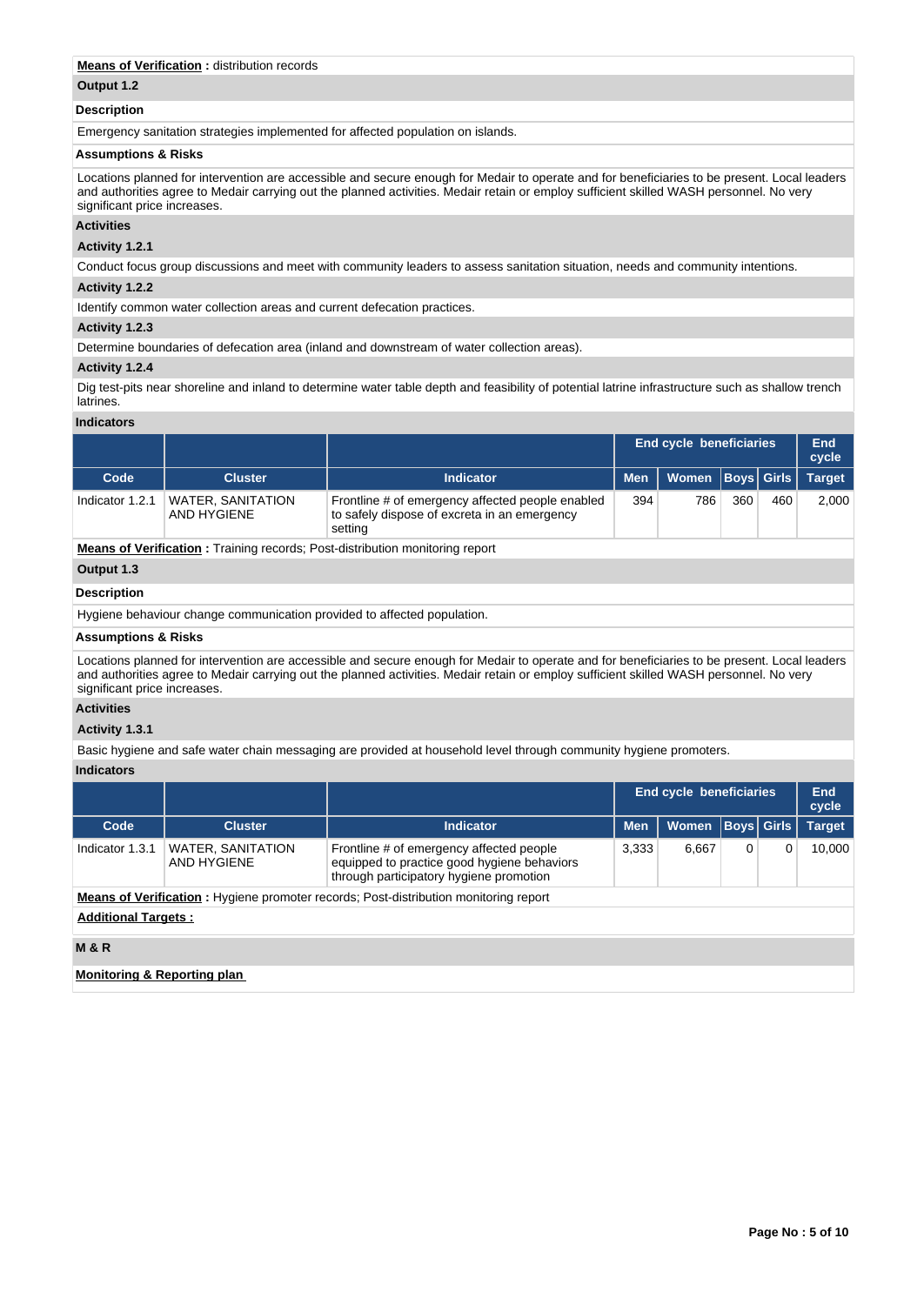**Means of Verification :** distribution records

**Output 1.2**

**Description**

Emergency sanitation strategies implemented for affected population on islands.

**Assumptions & Risks**

Locations planned for intervention are accessible and secure enough for Medair to operate and for beneficiaries to be present. Local leaders and authorities agree to Medair carrying out the planned activities. Medair retain or employ sufficient skilled WASH personnel. No very significant price increases.

**Activities**

**Activity 1.2.1**

Conduct focus group discussions and meet with community leaders to assess sanitation situation, needs and community intentions.

**Activity 1.2.2**

Identify common water collection areas and current defecation practices.

**Activity 1.2.3**

Determine boundaries of defecation area (inland and downstream of water collection areas).

**Activity 1.2.4**

Dig test-pits near shoreline and inland to determine water table depth and feasibility of potential latrine infrastructure such as shallow trench latrines.

**Indicators**

| | | | End cycle beneficiaries | | | | End cycle |
|---|---|---|---|---|---|---|---|
| **Code** | **Cluster** | **Indicator** | **Men** | **Women** | **Boys** | **Girls** | **Target** |
| Indicator 1.2.1 | WATER, SANITATION AND HYGIENE | Frontline # of emergency affected people enabled to safely dispose of excreta in an emergency setting | 394 | 786 | 360 | 460 | 2,000 |

**Means of Verification :** Training records; Post-distribution monitoring report

**Output 1.3**

**Description**

Hygiene behaviour change communication provided to affected population.

**Assumptions & Risks**

Locations planned for intervention are accessible and secure enough for Medair to operate and for beneficiaries to be present. Local leaders and authorities agree to Medair carrying out the planned activities. Medair retain or employ sufficient skilled WASH personnel. No very significant price increases.

**Activities**

**Activity 1.3.1**

Basic hygiene and safe water chain messaging are provided at household level through community hygiene promoters.

**Indicators**

| | | | End cycle beneficiaries | | | | End cycle |
|---|---|---|---|---|---|---|---|
| **Code** | **Cluster** | **Indicator** | **Men** | **Women** | **Boys** | **Girls** | **Target** |
| Indicator 1.3.1 | WATER, SANITATION AND HYGIENE | Frontline # of emergency affected people equipped to practice good hygiene behaviors through participatory hygiene promotion | 3,333 | 6,667 | 0 | 0 | 10,000 |

**Means of Verification :** Hygiene promoter records; Post-distribution monitoring report

**Additional Targets :**

**M & R**

**Monitoring & Reporting plan**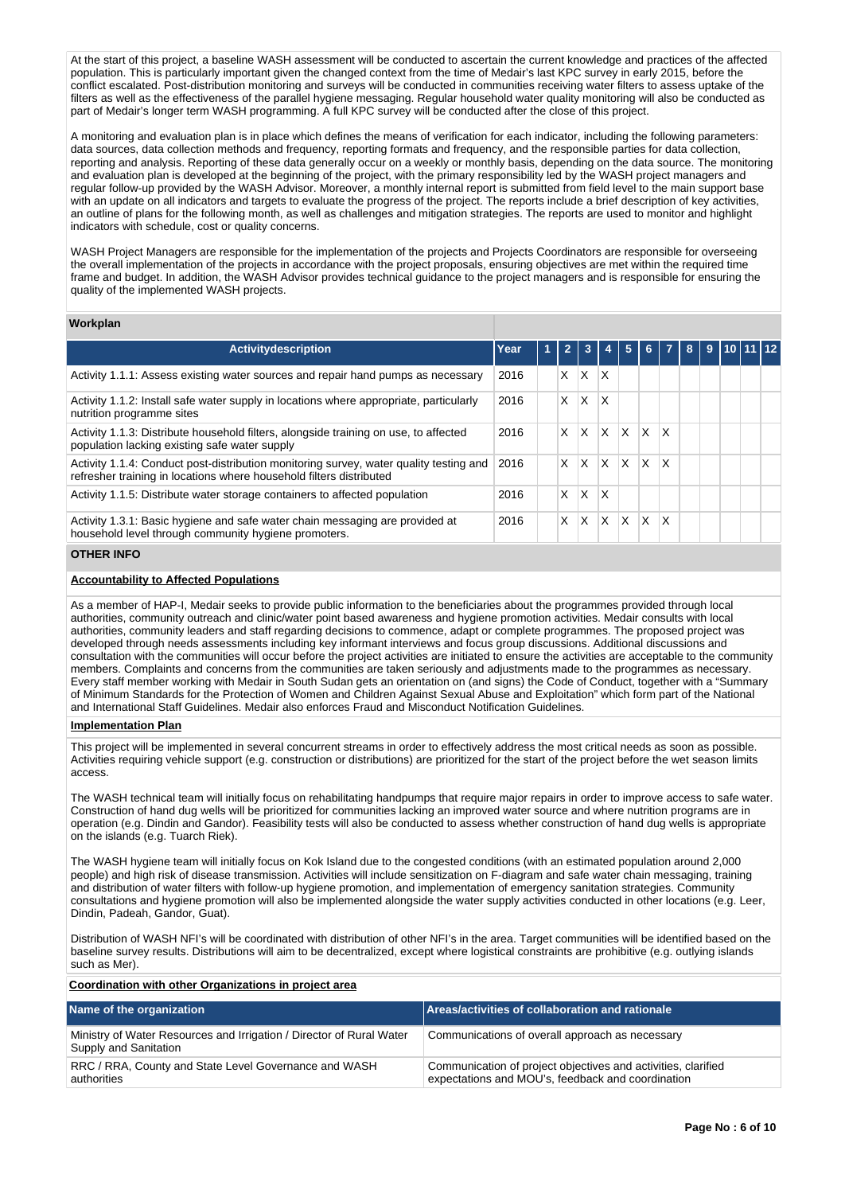At the start of this project, a baseline WASH assessment will be conducted to ascertain the current knowledge and practices of the affected population. This is particularly important given the changed context from the time of Medair's last KPC survey in early 2015, before the conflict escalated. Post-distribution monitoring and surveys will be conducted in communities receiving water filters to assess uptake of the filters as well as the effectiveness of the parallel hygiene messaging. Regular household water quality monitoring will also be conducted as part of Medair's longer term WASH programming. A full KPC survey will be conducted after the close of this project.

A monitoring and evaluation plan is in place which defines the means of verification for each indicator, including the following parameters: data sources, data collection methods and frequency, reporting formats and frequency, and the responsible parties for data collection, reporting and analysis. Reporting of these data generally occur on a weekly or monthly basis, depending on the data source. The monitoring and evaluation plan is developed at the beginning of the project, with the primary responsibility led by the WASH project managers and regular follow-up provided by the WASH Advisor. Moreover, a monthly internal report is submitted from field level to the main support base with an update on all indicators and targets to evaluate the progress of the project. The reports include a brief description of key activities, an outline of plans for the following month, as well as challenges and mitigation strategies. The reports are used to monitor and highlight indicators with schedule, cost or quality concerns.

WASH Project Managers are responsible for the implementation of the projects and Projects Coordinators are responsible for overseeing the overall implementation of the projects in accordance with the project proposals, ensuring objectives are met within the required time frame and budget. In addition, the WASH Advisor provides technical guidance to the project managers and is responsible for ensuring the quality of the implemented WASH projects.

**Workplan**

| Activitydescription | Year | 1 | 2 | 3 | 4 | 5 | 6 | 7 | 8 | 9 | 10 | 11 | 12 |
|---|---|---|---|---|---|---|---|---|---|---|---|---|---|
| Activity 1.1.1: Assess existing water sources and repair hand pumps as necessary | 2016 | | X | X | X | | | | | | | | |
| Activity 1.1.2: Install safe water supply in locations where appropriate, particularly nutrition programme sites | 2016 | | X | X | X | | | | | | | | |
| Activity 1.1.3: Distribute household filters, alongside training on use, to affected population lacking existing safe water supply | 2016 | | X | X | X | X | X | X | | | | | |
| Activity 1.1.4: Conduct post-distribution monitoring survey, water quality testing and refresher training in locations where household filters distributed | 2016 | | X | X | X | X | X | X | | | | | |
| Activity 1.1.5: Distribute water storage containers to affected population | 2016 | | X | X | X | | | | | | | | |
| Activity 1.3.1: Basic hygiene and safe water chain messaging are provided at household level through community hygiene promoters. | 2016 | | X | X | X | X | X | X | | | | | |

## OTHER INFO

**Accountability to Affected Populations**

As a member of HAP-I, Medair seeks to provide public information to the beneficiaries about the programmes provided through local authorities, community outreach and clinic/water point based awareness and hygiene promotion activities. Medair consults with local authorities, community leaders and staff regarding decisions to commence, adapt or complete programmes. The proposed project was developed through needs assessments including key informant interviews and focus group discussions. Additional discussions and consultation with the communities will occur before the project activities are initiated to ensure the activities are acceptable to the community members. Complaints and concerns from the communities are taken seriously and adjustments made to the programmes as necessary. Every staff member working with Medair in South Sudan gets an orientation on (and signs) the Code of Conduct, together with a "Summary of Minimum Standards for the Protection of Women and Children Against Sexual Abuse and Exploitation" which form part of the National and International Staff Guidelines. Medair also enforces Fraud and Misconduct Notification Guidelines.

**Implementation Plan**

This project will be implemented in several concurrent streams in order to effectively address the most critical needs as soon as possible. Activities requiring vehicle support (e.g. construction or distributions) are prioritized for the start of the project before the wet season limits access.

The WASH technical team will initially focus on rehabilitating handpumps that require major repairs in order to improve access to safe water. Construction of hand dug wells will be prioritized for communities lacking an improved water source and where nutrition programs are in operation (e.g. Dindin and Gandor). Feasibility tests will also be conducted to assess whether construction of hand dug wells is appropriate on the islands (e.g. Tuarch Riek).

The WASH hygiene team will initially focus on Kok Island due to the congested conditions (with an estimated population around 2,000 people) and high risk of disease transmission. Activities will include sensitization on F-diagram and safe water chain messaging, training and distribution of water filters with follow-up hygiene promotion, and implementation of emergency sanitation strategies. Community consultations and hygiene promotion will also be implemented alongside the water supply activities conducted in other locations (e.g. Leer, Dindin, Padeah, Gandor, Guat).

Distribution of WASH NFI's will be coordinated with distribution of other NFI's in the area. Target communities will be identified based on the baseline survey results. Distributions will aim to be decentralized, except where logistical constraints are prohibitive (e.g. outlying islands such as Mer).

**Coordination with other Organizations in project area**

| Name of the organization | Areas/activities of collaboration and rationale |
|---|---|
| Ministry of Water Resources and Irrigation / Director of Rural Water Supply and Sanitation | Communications of overall approach as necessary |
| RRC / RRA, County and State Level Governance and WASH authorities | Communication of project objectives and activities, clarified expectations and MOU's, feedback and coordination |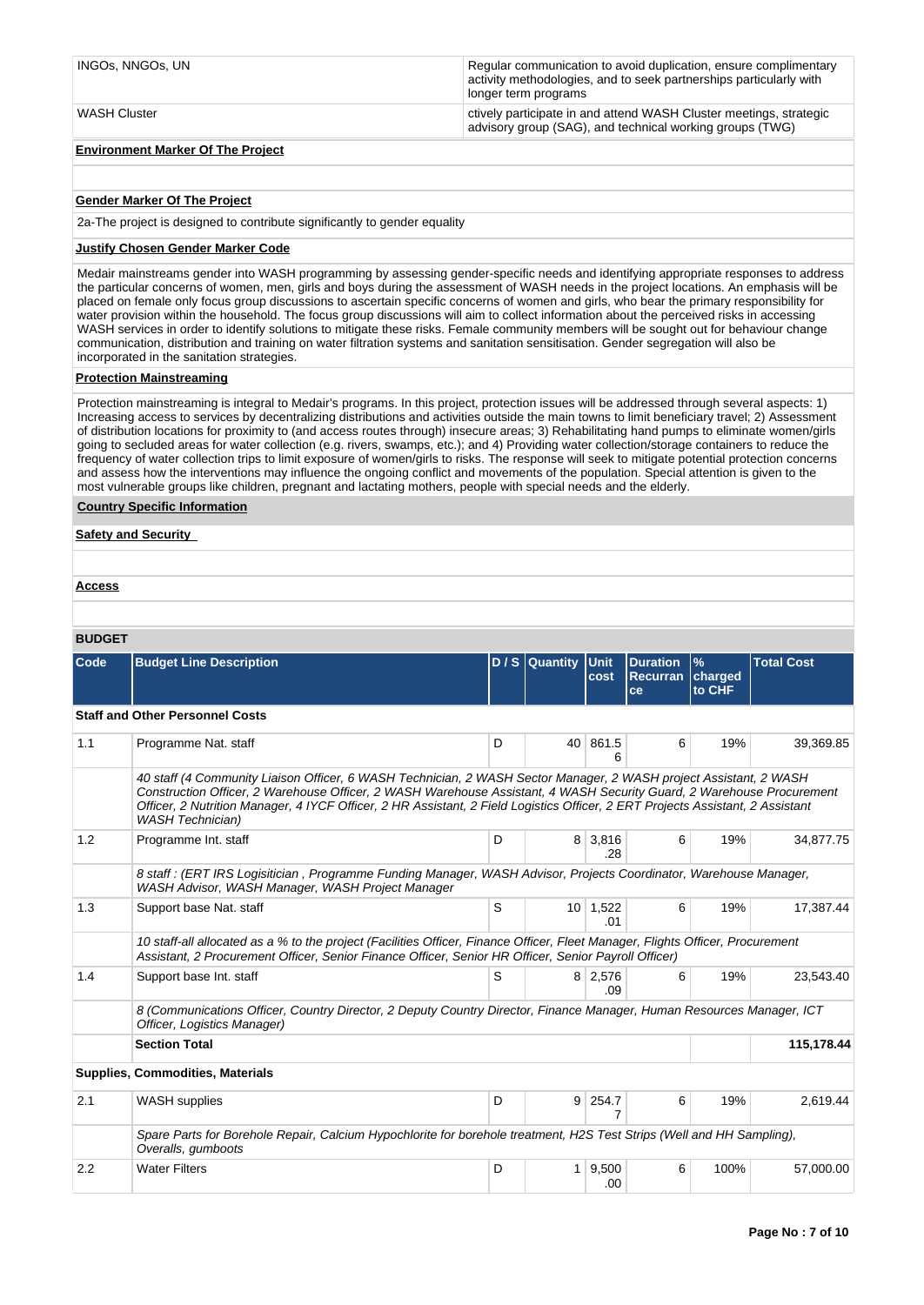| | |
|---|---|
| INGOs, NNGOs, UN | Regular communication to avoid duplication, ensure complimentary activity methodologies, and to seek partnerships particularly with longer term programs |
| WASH Cluster | ctively participate in and attend WASH Cluster meetings, strategic advisory group (SAG), and technical working groups (TWG) |

**Environment Marker Of The Project**

**Gender Marker Of The Project**

2a-The project is designed to contribute significantly to gender equality

**Justify Chosen Gender Marker Code**

Medair mainstreams gender into WASH programming by assessing gender-specific needs and identifying appropriate responses to address the particular concerns of women, men, girls and boys during the assessment of WASH needs in the project locations. An emphasis will be placed on female only focus group discussions to ascertain specific concerns of women and girls, who bear the primary responsibility for water provision within the household. The focus group discussions will aim to collect information about the perceived risks in accessing WASH services in order to identify solutions to mitigate these risks. Female community members will be sought out for behaviour change communication, distribution and training on water filtration systems and sanitation sensitisation. Gender segregation will also be incorporated in the sanitation strategies.

**Protection Mainstreaming**

Protection mainstreaming is integral to Medair's programs. In this project, protection issues will be addressed through several aspects: 1) Increasing access to services by decentralizing distributions and activities outside the main towns to limit beneficiary travel; 2) Assessment of distribution locations for proximity to (and access routes through) insecure areas; 3) Rehabilitating hand pumps to eliminate women/girls going to secluded areas for water collection (e.g. rivers, swamps, etc.); and 4) Providing water collection/storage containers to reduce the frequency of water collection trips to limit exposure of women/girls to risks. The response will seek to mitigate potential protection concerns and assess how the interventions may influence the ongoing conflict and movements of the population. Special attention is given to the most vulnerable groups like children, pregnant and lactating mothers, people with special needs and the elderly.

**Country Specific Information**

**Safety and Security**

**Access**

**BUDGET**

| Code | Budget Line Description | D / S | Quantity | Unit cost | Duration Recurrance | % charged to CHF | Total Cost |
|---|---|---|---|---|---|---|---|
| **Staff and Other Personnel Costs** | | | | | | | |
| 1.1 | Programme Nat. staff | D | 40 | 861.56 | 6 | 19% | 39,369.85 |
| | *40 staff (4 Community Liaison Officer, 6 WASH Technician, 2 WASH Sector Manager, 2 WASH project Assistant, 2 WASH Construction Officer, 2 Warehouse Officer, 2 WASH Warehouse Assistant, 4 WASH Security Guard, 2 Warehouse Procurement Officer, 2 Nutrition Manager, 4 IYCF Officer, 2 HR Assistant, 2 Field Logistics Officer, 2 ERT Projects Assistant, 2 Assistant WASH Technician)* | | | | | | |
| 1.2 | Programme Int. staff | D | 8 | 3,816.28 | 6 | 19% | 34,877.75 |
| | *8 staff : (ERT IRS Logisitician , Programme Funding Manager, WASH Advisor, Projects Coordinator, Warehouse Manager, WASH Advisor, WASH Manager, WASH Project Manager* | | | | | | |
| 1.3 | Support base Nat. staff | S | 10 | 1,522.01 | 6 | 19% | 17,387.44 |
| | *10 staff-all allocated as a % to the project (Facilities Officer, Finance Officer, Fleet Manager, Flights Officer, Procurement Assistant, 2 Procurement Officer, Senior Finance Officer, Senior HR Officer, Senior Payroll Officer)* | | | | | | |
| 1.4 | Support base Int. staff | S | 8 | 2,576.09 | 6 | 19% | 23,543.40 |
| | *8 (Communications Officer, Country Director, 2 Deputy Country Director, Finance Manager, Human Resources Manager, ICT Officer, Logistics Manager)* | | | | | | |
| | **Section Total** | | | | | | **115,178.44** |
| **Supplies, Commodities, Materials** | | | | | | | |
| 2.1 | WASH supplies | D | 9 | 254.77 | 6 | 19% | 2,619.44 |
| | *Spare Parts for Borehole Repair, Calcium Hypochlorite for borehole treatment, H2S Test Strips (Well and HH Sampling), Overalls, gumboots* | | | | | | |
| 2.2 | Water Filters | D | 1 | 9,500.00 | 6 | 100% | 57,000.00 |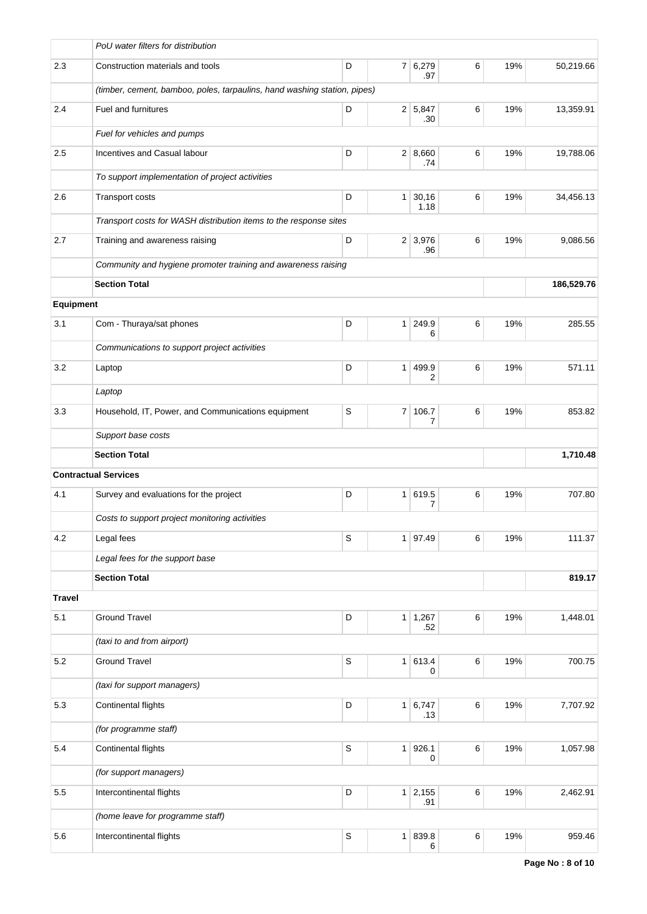| | | | | | | | |
|---|---|---|---|---|---|---|---|
| | *PoU water filters for distribution* | | | | | | |
| 2.3 | Construction materials and tools | D | 7 | 6,279.97 | 6 | 19% | 50,219.66 |
| | *(timber, cement, bamboo, poles, tarpaulins, hand washing station, pipes)* | | | | | | |
| 2.4 | Fuel and furnitures | D | 2 | 5,847.30 | 6 | 19% | 13,359.91 |
| | *Fuel for vehicles and pumps* | | | | | | |
| 2.5 | Incentives and Casual labour | D | 2 | 8,660.74 | 6 | 19% | 19,788.06 |
| | *To support implementation of project activities* | | | | | | |
| 2.6 | Transport costs | D | 1 | 30,161.18 | 6 | 19% | 34,456.13 |
| | *Transport costs for WASH distribution items to the response sites* | | | | | | |
| 2.7 | Training and awareness raising | D | 2 | 3,976.96 | 6 | 19% | 9,086.56 |
| | *Community and hygiene promoter training and awareness raising* | | | | | | |
| | **Section Total** | | | | | | **186,529.76** |
| **Equipment** | | | | | | | |
| 3.1 | Com - Thuraya/sat phones | D | 1 | 249.96 | 6 | 19% | 285.55 |
| | *Communications to support project activities* | | | | | | |
| 3.2 | Laptop | D | 1 | 499.92 | 6 | 19% | 571.11 |
| | *Laptop* | | | | | | |
| 3.3 | Household, IT, Power, and Communications equipment | S | 7 | 106.77 | 6 | 19% | 853.82 |
| | *Support base costs* | | | | | | |
| | **Section Total** | | | | | | **1,710.48** |
| **Contractual Services** | | | | | | | |
| 4.1 | Survey and evaluations for the project | D | 1 | 619.57 | 6 | 19% | 707.80 |
| | *Costs to support project monitoring activities* | | | | | | |
| 4.2 | Legal fees | S | 1 | 97.49 | 6 | 19% | 111.37 |
| | *Legal fees for the support base* | | | | | | |
| | **Section Total** | | | | | | **819.17** |
| **Travel** | | | | | | | |
| 5.1 | Ground Travel | D | 1 | 1,267.52 | 6 | 19% | 1,448.01 |
| | *(taxi to and from airport)* | | | | | | |
| 5.2 | Ground Travel | S | 1 | 613.40 | 6 | 19% | 700.75 |
| | *(taxi for support managers)* | | | | | | |
| 5.3 | Continental flights | D | 1 | 6,747.13 | 6 | 19% | 7,707.92 |
| | *(for programme staff)* | | | | | | |
| 5.4 | Continental flights | S | 1 | 926.10 | 6 | 19% | 1,057.98 |
| | *(for support managers)* | | | | | | |
| 5.5 | Intercontinental flights | D | 1 | 2,155.91 | 6 | 19% | 2,462.91 |
| | *(home leave for programme staff)* | | | | | | |
| 5.6 | Intercontinental flights | S | 1 | 839.86 | 6 | 19% | 959.46 |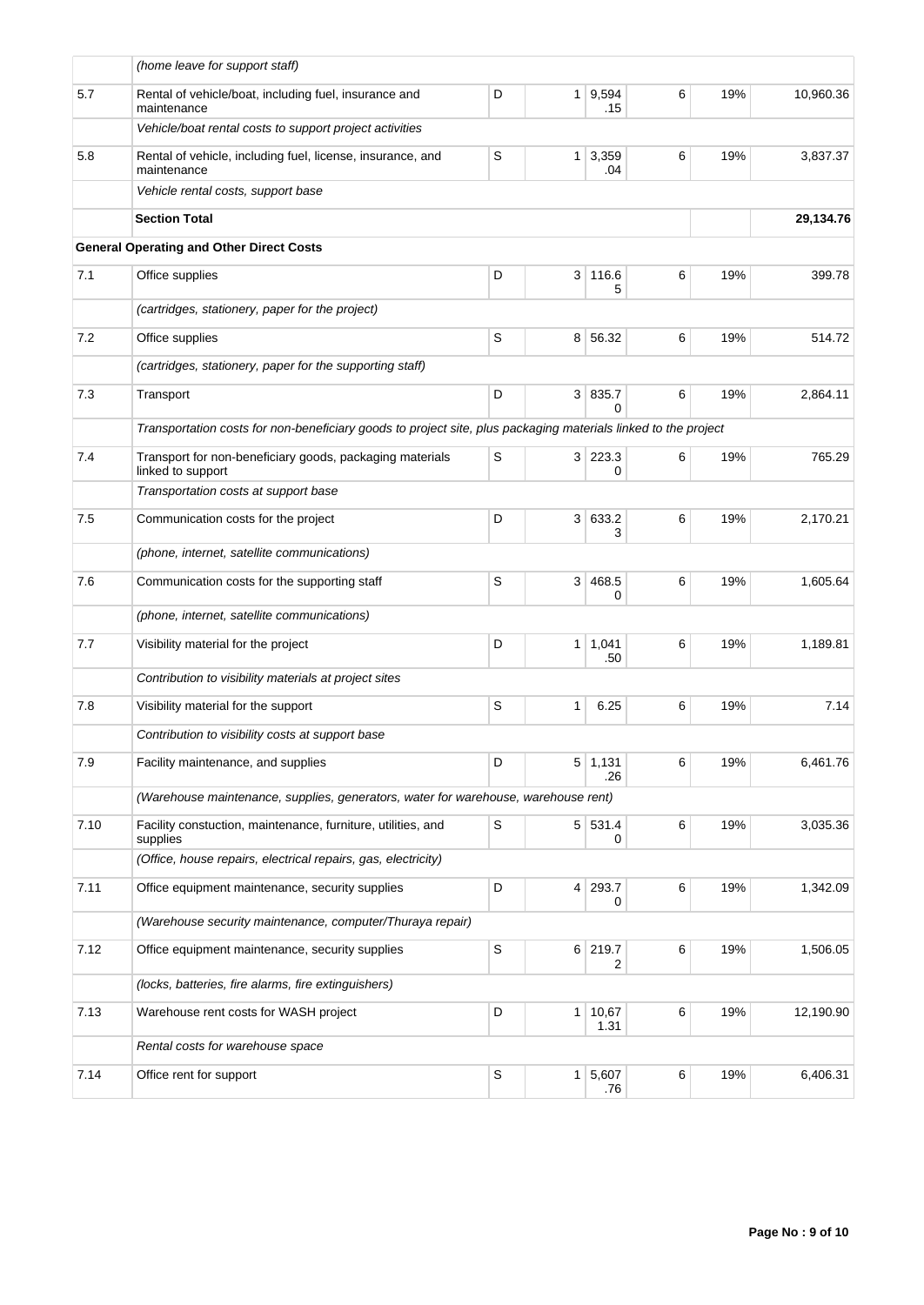| | | | | | | | |
|---|---|---|---|---|---|---|---|
| | *(home leave for support staff)* | | | | | | |
| 5.7 | Rental of vehicle/boat, including fuel, insurance and maintenance | D | 1 | 9,594.15 | 6 | 19% | 10,960.36 |
| | *Vehicle/boat rental costs to support project activities* | | | | | | |
| 5.8 | Rental of vehicle, including fuel, license, insurance, and maintenance | S | 1 | 3,359.04 | 6 | 19% | 3,837.37 |
| | *Vehicle rental costs, support base* | | | | | | |
| | **Section Total** | | | | | | **29,134.76** |
| | **General Operating and Other Direct Costs** | | | | | | |
| 7.1 | Office supplies | D | 3 | 116.65 | 6 | 19% | 399.78 |
| | *(cartridges, stationery, paper for the project)* | | | | | | |
| 7.2 | Office supplies | S | 8 | 56.32 | 6 | 19% | 514.72 |
| | *(cartridges, stationery, paper for the supporting staff)* | | | | | | |
| 7.3 | Transport | D | 3 | 835.70 | 6 | 19% | 2,864.11 |
| | *Transportation costs for non-beneficiary goods to project site, plus packaging materials linked to the project* | | | | | | |
| 7.4 | Transport for non-beneficiary goods, packaging materials linked to support | S | 3 | 223.30 | 6 | 19% | 765.29 |
| | *Transportation costs at support base* | | | | | | |
| 7.5 | Communication costs for the project | D | 3 | 633.23 | 6 | 19% | 2,170.21 |
| | *(phone, internet, satellite communications)* | | | | | | |
| 7.6 | Communication costs for the supporting staff | S | 3 | 468.50 | 6 | 19% | 1,605.64 |
| | *(phone, internet, satellite communications)* | | | | | | |
| 7.7 | Visibility material for the project | D | 1 | 1,041.50 | 6 | 19% | 1,189.81 |
| | *Contribution to visibility materials at project sites* | | | | | | |
| 7.8 | Visibility material for the support | S | 1 | 6.25 | 6 | 19% | 7.14 |
| | *Contribution to visibility costs at support base* | | | | | | |
| 7.9 | Facility maintenance, and supplies | D | 5 | 1,131.26 | 6 | 19% | 6,461.76 |
| | *(Warehouse maintenance, supplies, generators, water for warehouse, warehouse rent)* | | | | | | |
| 7.10 | Facility constuction, maintenance, furniture, utilities, and supplies | S | 5 | 531.40 | 6 | 19% | 3,035.36 |
| | *(Office, house repairs, electrical repairs, gas, electricity)* | | | | | | |
| 7.11 | Office equipment maintenance, security supplies | D | 4 | 293.70 | 6 | 19% | 1,342.09 |
| | *(Warehouse security maintenance, computer/Thuraya repair)* | | | | | | |
| 7.12 | Office equipment maintenance, security supplies | S | 6 | 219.72 | 6 | 19% | 1,506.05 |
| | *(locks, batteries, fire alarms, fire extinguishers)* | | | | | | |
| 7.13 | Warehouse rent costs for WASH project | D | 1 | 10,671.31 | 6 | 19% | 12,190.90 |
| | *Rental costs for warehouse space* | | | | | | |
| 7.14 | Office rent for support | S | 1 | 5,607.76 | 6 | 19% | 6,406.31 |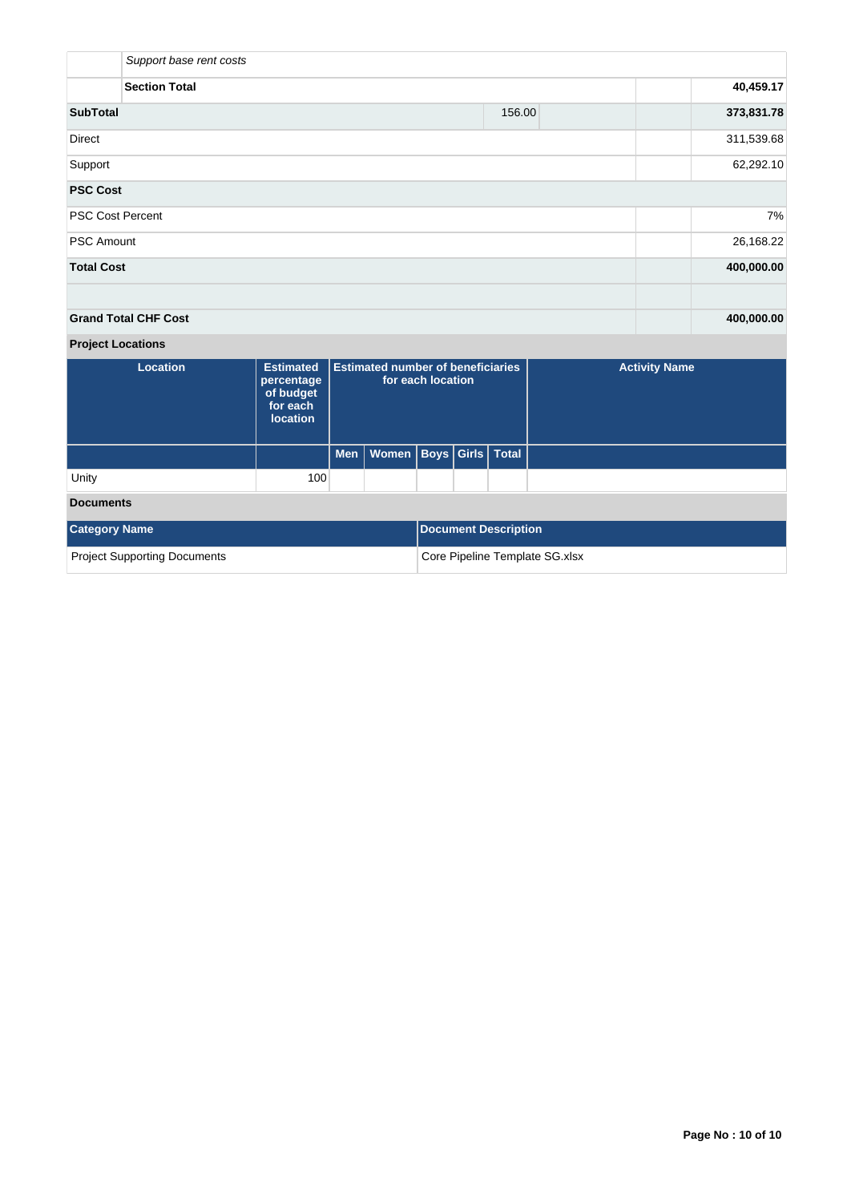| | | | | |
|---|---|---|---|---|
| | *Support base rent costs* | | | |
| | **Section Total** | | | **40,459.17** |
| **SubTotal** | | 156.00 | | **373,831.78** |
| Direct | | | | 311,539.68 |
| Support | | | | 62,292.10 |
| **PSC Cost** | | | | |
| PSC Cost Percent | | | | 7% |
| PSC Amount | | | | 26,168.22 |
| **Total Cost** | | | | **400,000.00** |
| | | | | |
| **Grand Total CHF Cost** | | | | **400,000.00** |

**Project Locations**

| Location | Estimated percentage of budget for each location | Estimated number of beneficiaries for each location | | | | | Activity Name |
|---|---|---|---|---|---|---|---|
| | | Men | Women | Boys | Girls | Total | |
| Unity | 100 | | | | | | |

**Documents**

| Category Name | Document Description |
|---|---|
| Project Supporting Documents | Core Pipeline Template SG.xlsx |